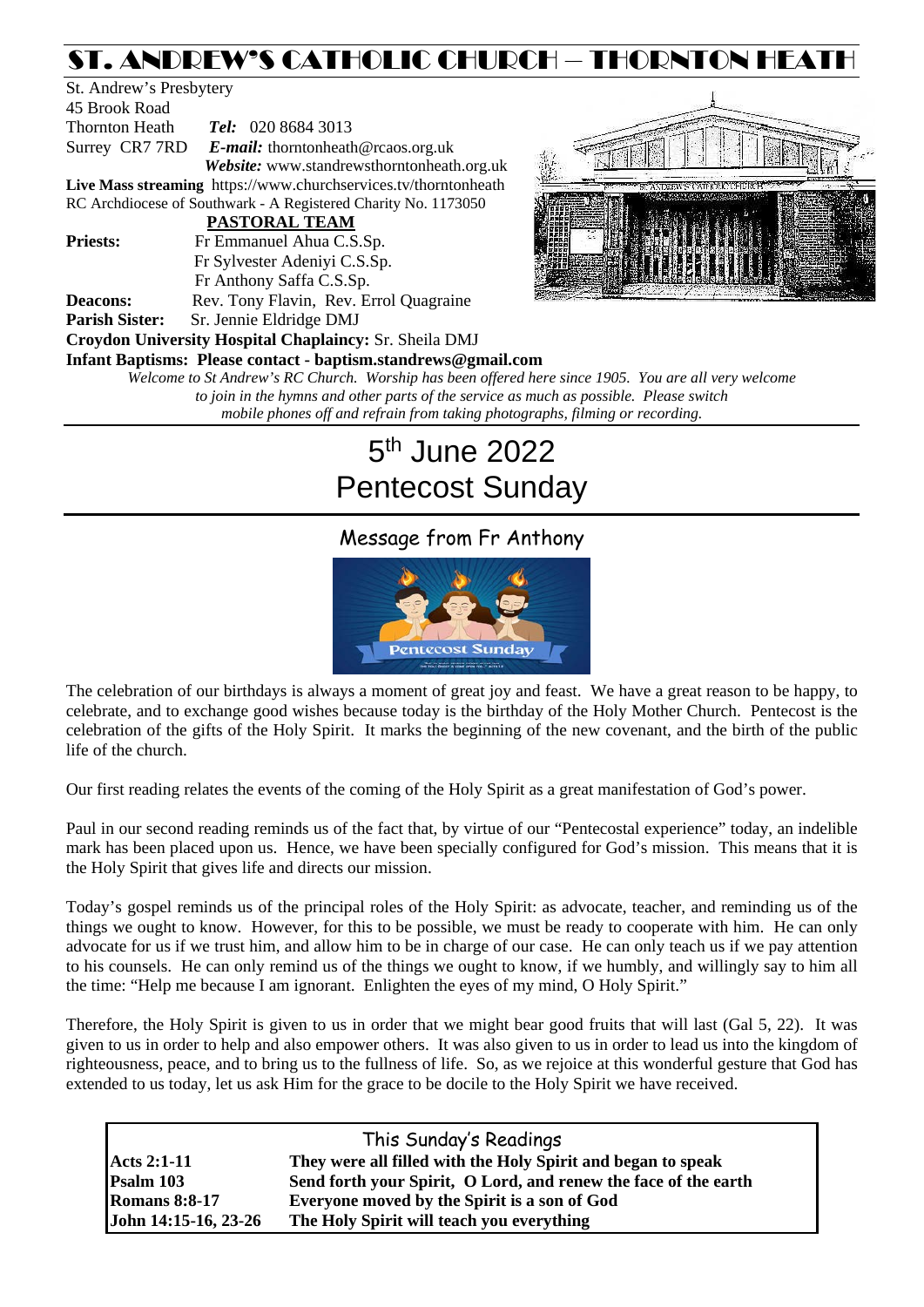# ST. ANDREW'S CATHOLIC CHURCH – THORNTON HEATH

St. Andrew's Presbytery
45 Brook Road
Thornton Heath *Tel:* 020 8684 3013
Surrey CR7 7RD *E-mail:* thorntonheath@rcaos.org.uk
*Website:* www.standrewsthorntonheath.org.uk
**Live Mass streaming** https://www.churchservices.tv/thorntonheath
RC Archdiocese of Southwark - A Registered Charity No. 1173050

**PASTORAL TEAM**

**Priests:** Fr Emmanuel Ahua C.S.Sp.
Fr Sylvester Adeniyi C.S.Sp.
Fr Anthony Saffa C.S.Sp.
**Deacons:** Rev. Tony Flavin, Rev. Errol Quagraine
**Parish Sister:** Sr. Jennie Eldridge DMJ
**Croydon University Hospital Chaplaincy:** Sr. Sheila DMJ
**Infant Baptisms: Please contact - baptism.standrews@gmail.com**

*Welcome to St Andrew's RC Church. Worship has been offered here since 1905. You are all very welcome to join in the hymns and other parts of the service as much as possible. Please switch mobile phones off and refrain from taking photographs, filming or recording.*

# 5th June 2022
# Pentecost Sunday

## Message from Fr Anthony

The celebration of our birthdays is always a moment of great joy and feast. We have a great reason to be happy, to celebrate, and to exchange good wishes because today is the birthday of the Holy Mother Church. Pentecost is the celebration of the gifts of the Holy Spirit. It marks the beginning of the new covenant, and the birth of the public life of the church.

Our first reading relates the events of the coming of the Holy Spirit as a great manifestation of God's power.

Paul in our second reading reminds us of the fact that, by virtue of our "Pentecostal experience" today, an indelible mark has been placed upon us. Hence, we have been specially configured for God's mission. This means that it is the Holy Spirit that gives life and directs our mission.

Today's gospel reminds us of the principal roles of the Holy Spirit: as advocate, teacher, and reminding us of the things we ought to know. However, for this to be possible, we must be ready to cooperate with him. He can only advocate for us if we trust him, and allow him to be in charge of our case. He can only teach us if we pay attention to his counsels. He can only remind us of the things we ought to know, if we humbly, and willingly say to him all the time: "Help me because I am ignorant. Enlighten the eyes of my mind, O Holy Spirit."

Therefore, the Holy Spirit is given to us in order that we might bear good fruits that will last (Gal 5, 22). It was given to us in order to help and also empower others. It was also given to us in order to lead us into the kingdom of righteousness, peace, and to bring us to the fullness of life. So, as we rejoice at this wonderful gesture that God has extended to us today, let us ask Him for the grace to be docile to the Holy Spirit we have received.

## This Sunday's Readings

| | |
|---|---|
| **Acts 2:1-11** | **They were all filled with the Holy Spirit and began to speak** |
| **Psalm 103** | **Send forth your Spirit, O Lord, and renew the face of the earth** |
| **Romans 8:8-17** | **Everyone moved by the Spirit is a son of God** |
| **John 14:15-16, 23-26** | **The Holy Spirit will teach you everything** |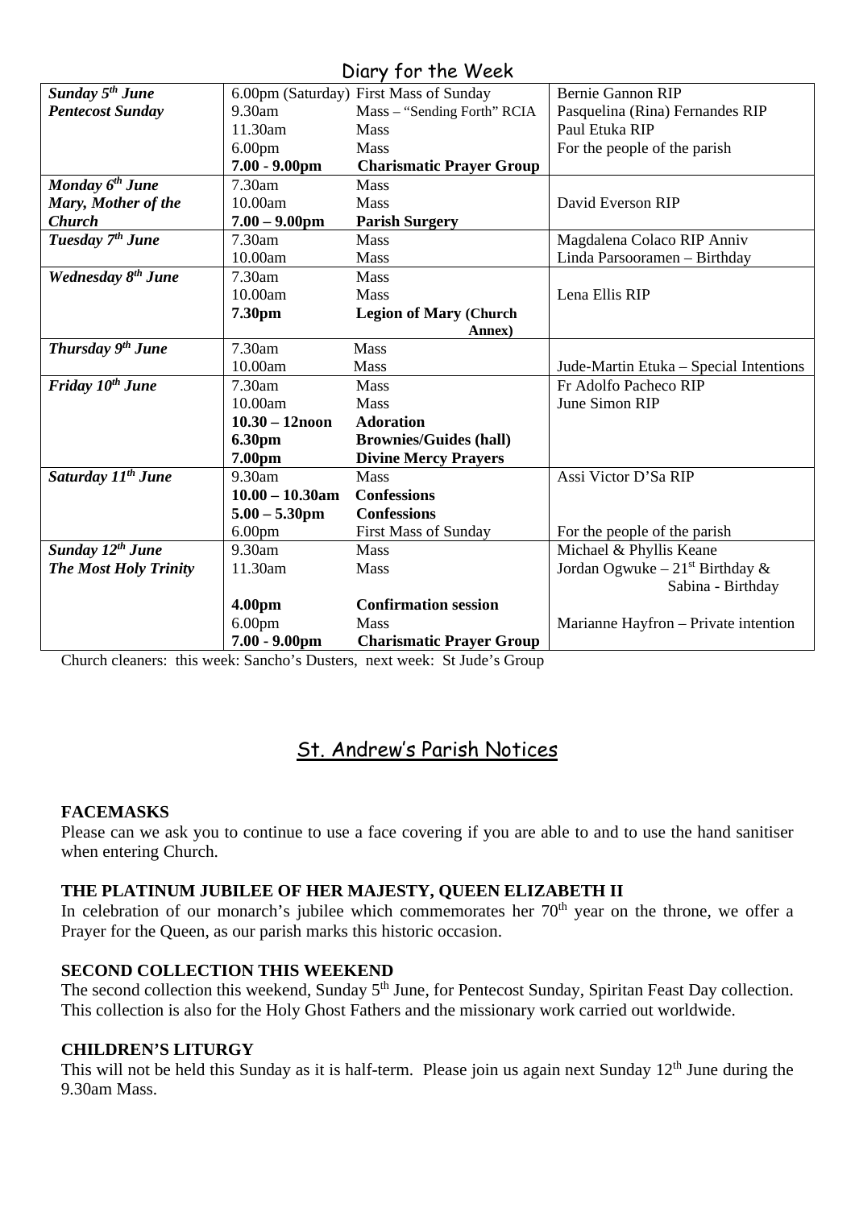## Diary for the Week

| | | | |
|---|---|---|---|
| ***Sunday 5th June*** | 6.00pm (Saturday) | First Mass of Sunday | Bernie Gannon RIP |
| ***Pentecost Sunday*** | 9.30am | Mass – "Sending Forth" RCIA | Pasquelina (Rina) Fernandes RIP |
| | 11.30am | Mass | Paul Etuka RIP |
| | 6.00pm | Mass | For the people of the parish |
| | **7.00 - 9.00pm** | **Charismatic Prayer Group** | |
| ***Monday 6th June*** | 7.30am | Mass | |
| ***Mary, Mother of the Church*** | 10.00am | Mass | David Everson RIP |
| | **7.00 – 9.00pm** | **Parish Surgery** | |
| ***Tuesday 7th June*** | 7.30am | Mass | Magdalena Colaco RIP Anniv |
| | 10.00am | Mass | Linda Parsooramen – Birthday |
| ***Wednesday 8th June*** | 7.30am | Mass | |
| | 10.00am | Mass | Lena Ellis RIP |
| | **7.30pm** | **Legion of Mary (Church Annex)** | |
| ***Thursday 9th June*** | 7.30am | Mass | |
| | 10.00am | Mass | Jude-Martin Etuka – Special Intentions |
| ***Friday 10th June*** | 7.30am | Mass | Fr Adolfo Pacheco RIP |
| | 10.00am | Mass | June Simon RIP |
| | **10.30 – 12noon** | **Adoration** | |
| | **6.30pm** | **Brownies/Guides (hall)** | |
| | **7.00pm** | **Divine Mercy Prayers** | |
| ***Saturday 11th June*** | 9.30am | Mass | Assi Victor D'Sa RIP |
| | **10.00 – 10.30am** | **Confessions** | |
| | **5.00 – 5.30pm** | **Confessions** | |
| | 6.00pm | First Mass of Sunday | For the people of the parish |
| ***Sunday 12th June*** | 9.30am | Mass | Michael & Phyllis Keane |
| ***The Most Holy Trinity*** | 11.30am | Mass | Jordan Ogwuke – 21st Birthday & Sabina - Birthday |
| | **4.00pm** | **Confirmation session** | |
| | 6.00pm | Mass | Marianne Hayfron – Private intention |
| | **7.00 - 9.00pm** | **Charismatic Prayer Group** | |

Church cleaners: this week: Sancho's Dusters, next week: St Jude's Group

## St. Andrew's Parish Notices

**FACEMASKS**

Please can we ask you to continue to use a face covering if you are able to and to use the hand sanitiser when entering Church.

**THE PLATINUM JUBILEE OF HER MAJESTY, QUEEN ELIZABETH II**

In celebration of our monarch's jubilee which commemorates her 70th year on the throne, we offer a Prayer for the Queen, as our parish marks this historic occasion.

**SECOND COLLECTION THIS WEEKEND**

The second collection this weekend, Sunday 5th June, for Pentecost Sunday, Spiritan Feast Day collection. This collection is also for the Holy Ghost Fathers and the missionary work carried out worldwide.

**CHILDREN'S LITURGY**

This will not be held this Sunday as it is half-term. Please join us again next Sunday 12th June during the 9.30am Mass.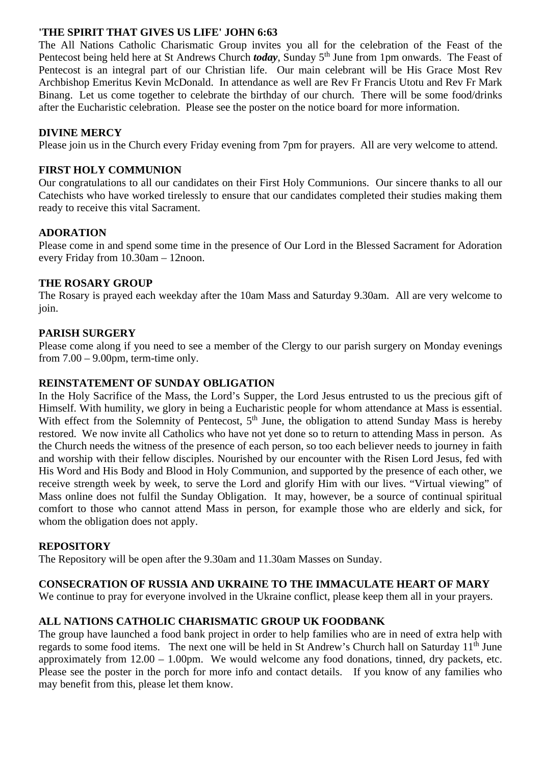**'THE SPIRIT THAT GIVES US LIFE' JOHN 6:63**

The All Nations Catholic Charismatic Group invites you all for the celebration of the Feast of the Pentecost being held here at St Andrews Church ***today***, Sunday 5th June from 1pm onwards. The Feast of Pentecost is an integral part of our Christian life. Our main celebrant will be His Grace Most Rev Archbishop Emeritus Kevin McDonald. In attendance as well are Rev Fr Francis Ututu and Rev Fr Mark Binang. Let us come together to celebrate the birthday of our church. There will be some food/drinks after the Eucharistic celebration. Please see the poster on the notice board for more information.

**DIVINE MERCY**

Please join us in the Church every Friday evening from 7pm for prayers. All are very welcome to attend.

**FIRST HOLY COMMUNION**

Our congratulations to all our candidates on their First Holy Communions. Our sincere thanks to all our Catechists who have worked tirelessly to ensure that our candidates completed their studies making them ready to receive this vital Sacrament.

**ADORATION**

Please come in and spend some time in the presence of Our Lord in the Blessed Sacrament for Adoration every Friday from 10.30am – 12noon.

**THE ROSARY GROUP**

The Rosary is prayed each weekday after the 10am Mass and Saturday 9.30am. All are very welcome to join.

**PARISH SURGERY**

Please come along if you need to see a member of the Clergy to our parish surgery on Monday evenings from 7.00 – 9.00pm, term-time only.

**REINSTATEMENT OF SUNDAY OBLIGATION**

In the Holy Sacrifice of the Mass, the Lord's Supper, the Lord Jesus entrusted to us the precious gift of Himself. With humility, we glory in being a Eucharistic people for whom attendance at Mass is essential. With effect from the Solemnity of Pentecost, 5th June, the obligation to attend Sunday Mass is hereby restored. We now invite all Catholics who have not yet done so to return to attending Mass in person. As the Church needs the witness of the presence of each person, so too each believer needs to journey in faith and worship with their fellow disciples. Nourished by our encounter with the Risen Lord Jesus, fed with His Word and His Body and Blood in Holy Communion, and supported by the presence of each other, we receive strength week by week, to serve the Lord and glorify Him with our lives. "Virtual viewing" of Mass online does not fulfil the Sunday Obligation. It may, however, be a source of continual spiritual comfort to those who cannot attend Mass in person, for example those who are elderly and sick, for whom the obligation does not apply.

**REPOSITORY**

The Repository will be open after the 9.30am and 11.30am Masses on Sunday.

**CONSECRATION OF RUSSIA AND UKRAINE TO THE IMMACULATE HEART OF MARY**

We continue to pray for everyone involved in the Ukraine conflict, please keep them all in your prayers.

**ALL NATIONS CATHOLIC CHARISMATIC GROUP UK FOODBANK**

The group have launched a food bank project in order to help families who are in need of extra help with regards to some food items. The next one will be held in St Andrew's Church hall on Saturday 11th June approximately from 12.00 – 1.00pm. We would welcome any food donations, tinned, dry packets, etc. Please see the poster in the porch for more info and contact details. If you know of any families who may benefit from this, please let them know.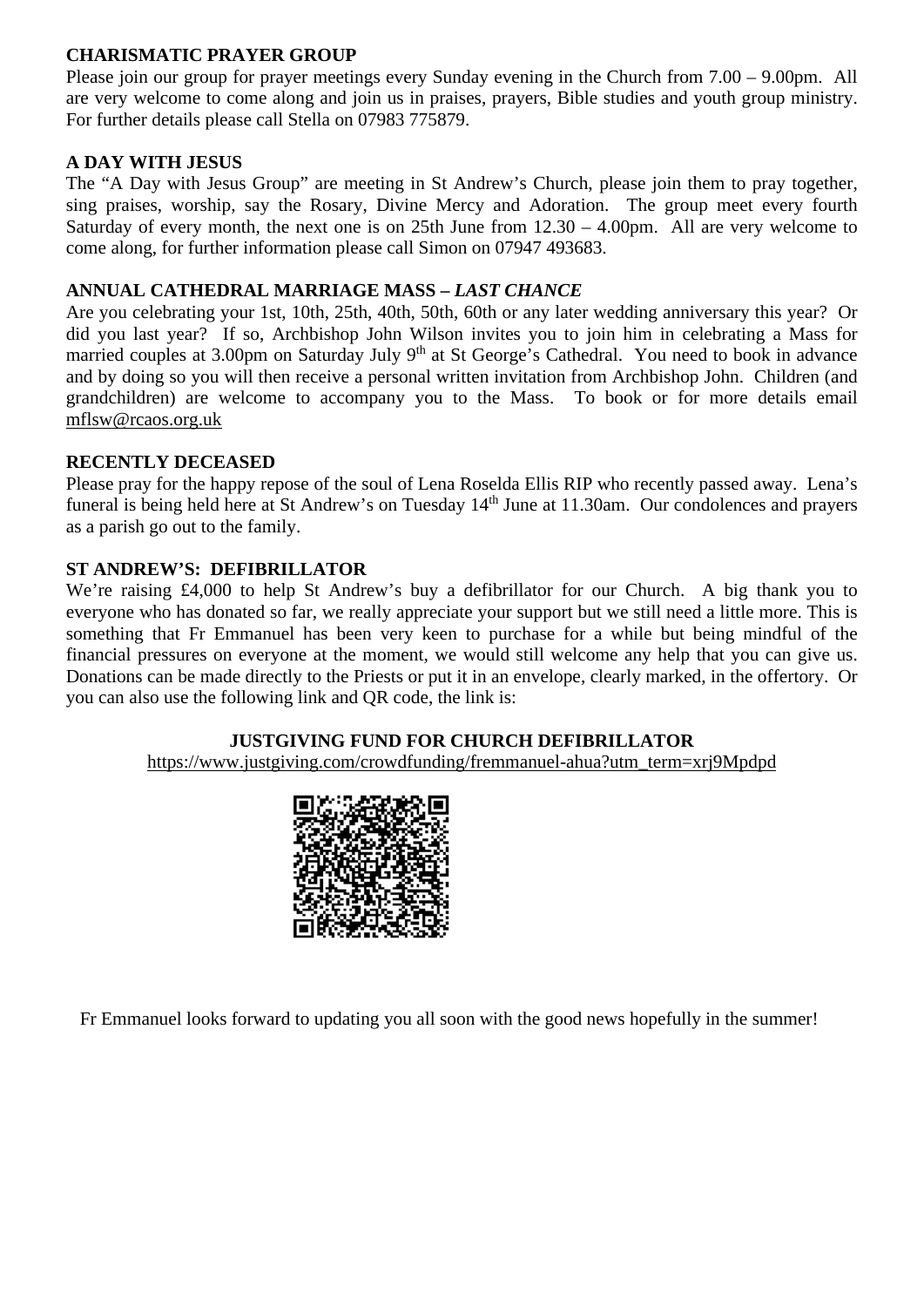**CHARISMATIC PRAYER GROUP**

Please join our group for prayer meetings every Sunday evening in the Church from 7.00 – 9.00pm. All are very welcome to come along and join us in praises, prayers, Bible studies and youth group ministry. For further details please call Stella on 07983 775879.

**A DAY WITH JESUS**

The "A Day with Jesus Group" are meeting in St Andrew's Church, please join them to pray together, sing praises, worship, say the Rosary, Divine Mercy and Adoration. The group meet every fourth Saturday of every month, the next one is on 25th June from 12.30 – 4.00pm. All are very welcome to come along, for further information please call Simon on 07947 493683.

**ANNUAL CATHEDRAL MARRIAGE MASS – *LAST CHANCE***

Are you celebrating your 1st, 10th, 25th, 40th, 50th, 60th or any later wedding anniversary this year? Or did you last year? If so, Archbishop John Wilson invites you to join him in celebrating a Mass for married couples at 3.00pm on Saturday July 9th at St George's Cathedral. You need to book in advance and by doing so you will then receive a personal written invitation from Archbishop John. Children (and grandchildren) are welcome to accompany you to the Mass. To book or for more details email mflsw@rcaos.org.uk

**RECENTLY DECEASED**

Please pray for the happy repose of the soul of Lena Roselda Ellis RIP who recently passed away. Lena's funeral is being held here at St Andrew's on Tuesday 14th June at 11.30am. Our condolences and prayers as a parish go out to the family.

**ST ANDREW'S: DEFIBRILLATOR**

We're raising £4,000 to help St Andrew's buy a defibrillator for our Church. A big thank you to everyone who has donated so far, we really appreciate your support but we still need a little more. This is something that Fr Emmanuel has been very keen to purchase for a while but being mindful of the financial pressures on everyone at the moment, we would still welcome any help that you can give us. Donations can be made directly to the Priests or put it in an envelope, clearly marked, in the offertory. Or you can also use the following link and QR code, the link is:

**JUSTGIVING FUND FOR CHURCH DEFIBRILLATOR**

https://www.justgiving.com/crowdfunding/fremmanuel-ahua?utm_term=xrj9Mpdpd

Fr Emmanuel looks forward to updating you all soon with the good news hopefully in the summer!